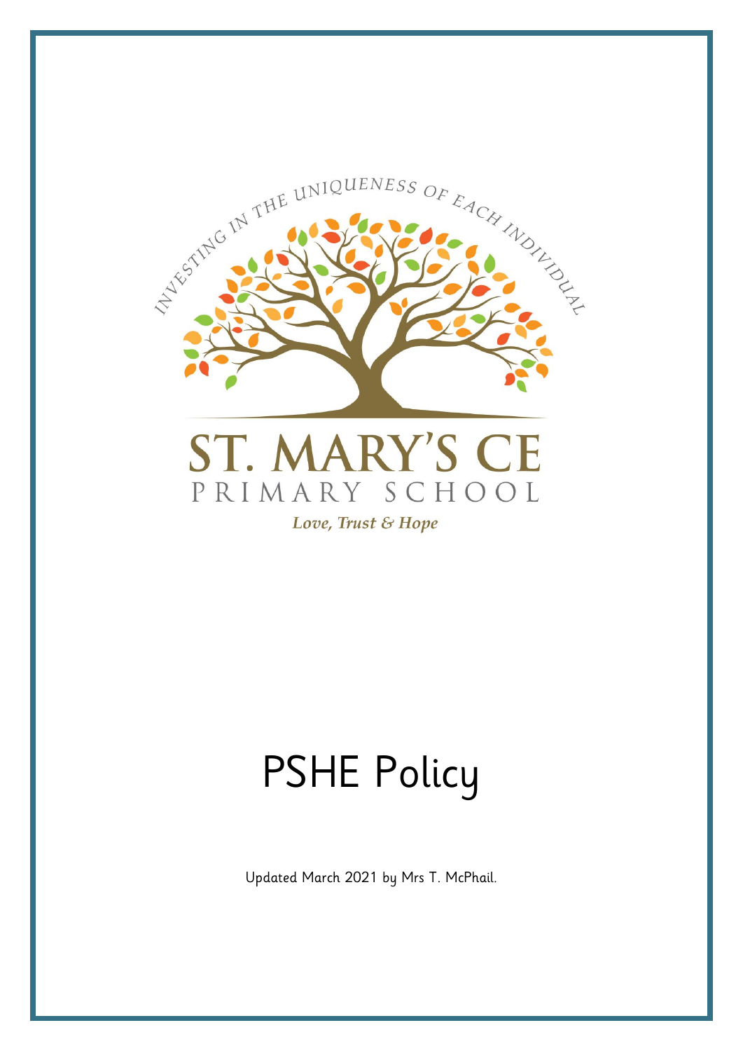INVESTING IN THE UNIQUENESS OF EACH INDIVIDUAL

ST. MARY'S CE

PRIMARY SCHOOL

*Love, Trust & Hope*

# PSHE Policy

Updated March 2021 by Mrs T. McPhail.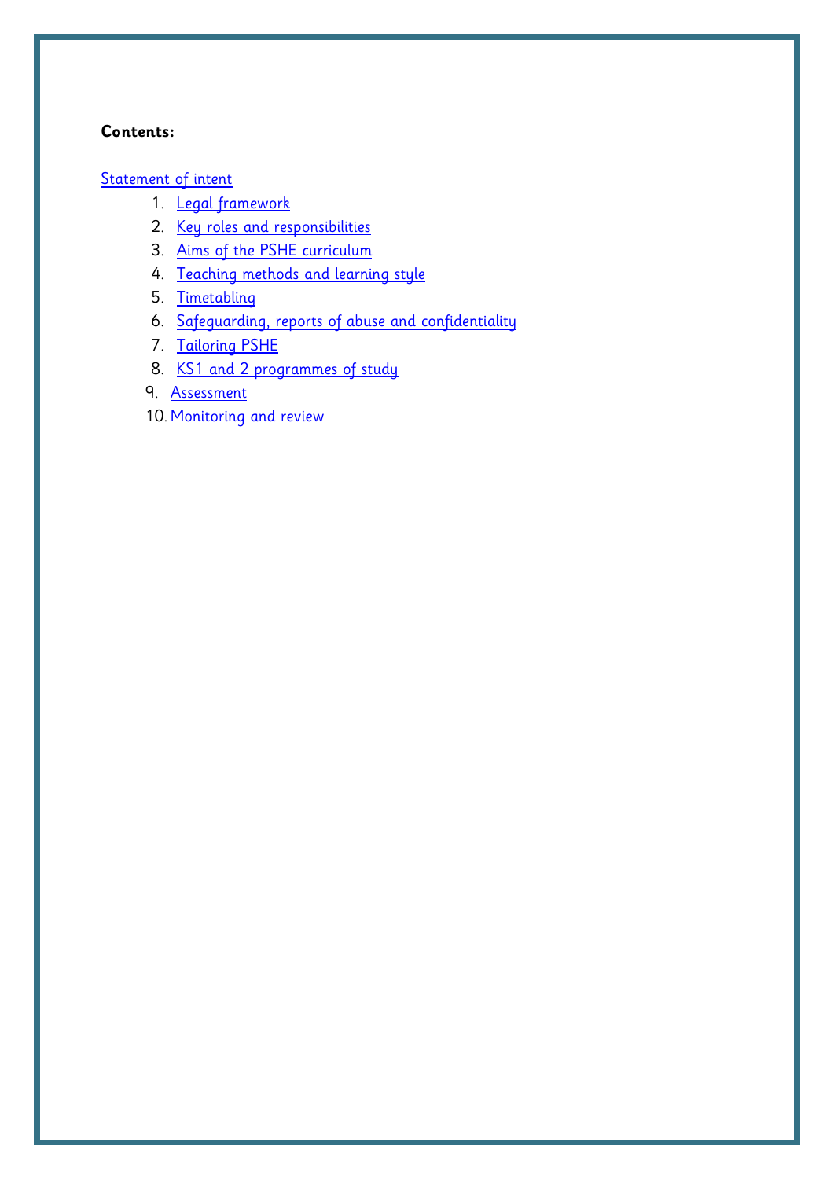**Contents:**

Statement of intent

1. Legal framework
2. Key roles and responsibilities
3. Aims of the PSHE curriculum
4. Teaching methods and learning style
5. Timetabling
6. Safeguarding, reports of abuse and confidentiality
7. Tailoring PSHE
8. KS1 and 2 programmes of study
9. Assessment
10. Monitoring and review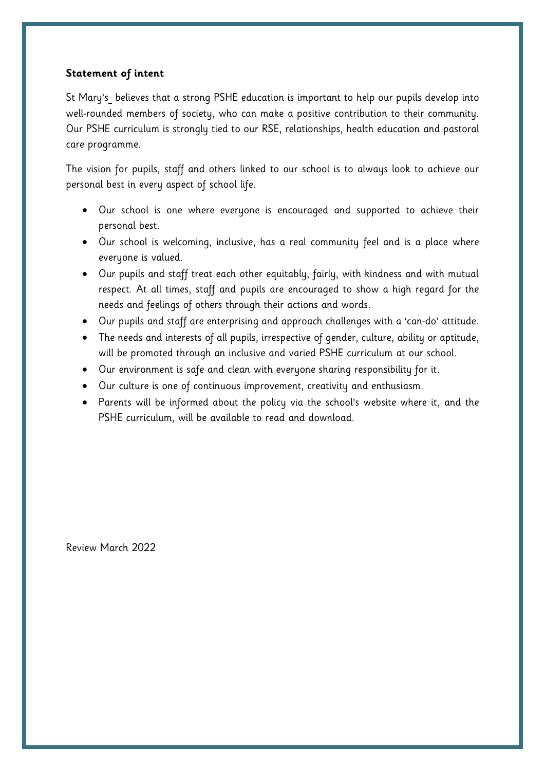**Statement of intent**

St Mary's believes that a strong PSHE education is important to help our pupils develop into well-rounded members of society, who can make a positive contribution to their community. Our PSHE curriculum is strongly tied to our RSE, relationships, health education and pastoral care programme.

The vision for pupils, staff and others linked to our school is to always look to achieve our personal best in every aspect of school life.

- Our school is one where everyone is encouraged and supported to achieve their personal best.
- Our school is welcoming, inclusive, has a real community feel and is a place where everyone is valued.
- Our pupils and staff treat each other equitably, fairly, with kindness and with mutual respect. At all times, staff and pupils are encouraged to show a high regard for the needs and feelings of others through their actions and words.
- Our pupils and staff are enterprising and approach challenges with a 'can-do' attitude.
- The needs and interests of all pupils, irrespective of gender, culture, ability or aptitude, will be promoted through an inclusive and varied PSHE curriculum at our school.
- Our environment is safe and clean with everyone sharing responsibility for it.
- Our culture is one of continuous improvement, creativity and enthusiasm.
- Parents will be informed about the policy via the school's website where it, and the PSHE curriculum, will be available to read and download.

Review March 2022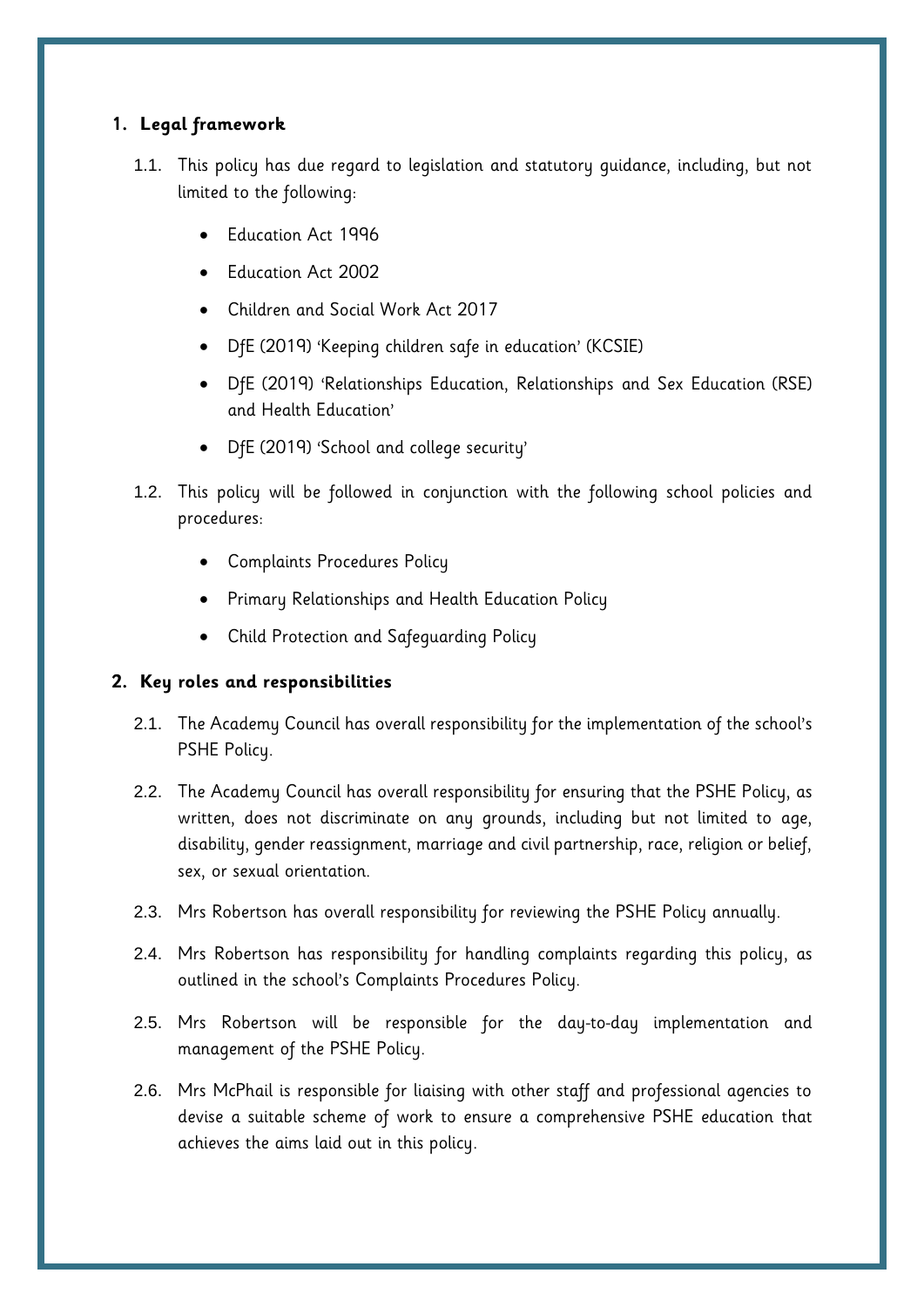## 1. Legal framework

1.1. This policy has due regard to legislation and statutory guidance, including, but not limited to the following:

- Education Act 1996
- Education Act 2002
- Children and Social Work Act 2017
- DfE (2019) 'Keeping children safe in education' (KCSIE)
- DfE (2019) 'Relationships Education, Relationships and Sex Education (RSE) and Health Education'
- DfE (2019) 'School and college security'

1.2. This policy will be followed in conjunction with the following school policies and procedures:

- Complaints Procedures Policy
- Primary Relationships and Health Education Policy
- Child Protection and Safeguarding Policy

## 2. Key roles and responsibilities

2.1. The Academy Council has overall responsibility for the implementation of the school's PSHE Policy.

2.2. The Academy Council has overall responsibility for ensuring that the PSHE Policy, as written, does not discriminate on any grounds, including but not limited to age, disability, gender reassignment, marriage and civil partnership, race, religion or belief, sex, or sexual orientation.

2.3. Mrs Robertson has overall responsibility for reviewing the PSHE Policy annually.

2.4. Mrs Robertson has responsibility for handling complaints regarding this policy, as outlined in the school's Complaints Procedures Policy.

2.5. Mrs Robertson will be responsible for the day-to-day implementation and management of the PSHE Policy.

2.6. Mrs McPhail is responsible for liaising with other staff and professional agencies to devise a suitable scheme of work to ensure a comprehensive PSHE education that achieves the aims laid out in this policy.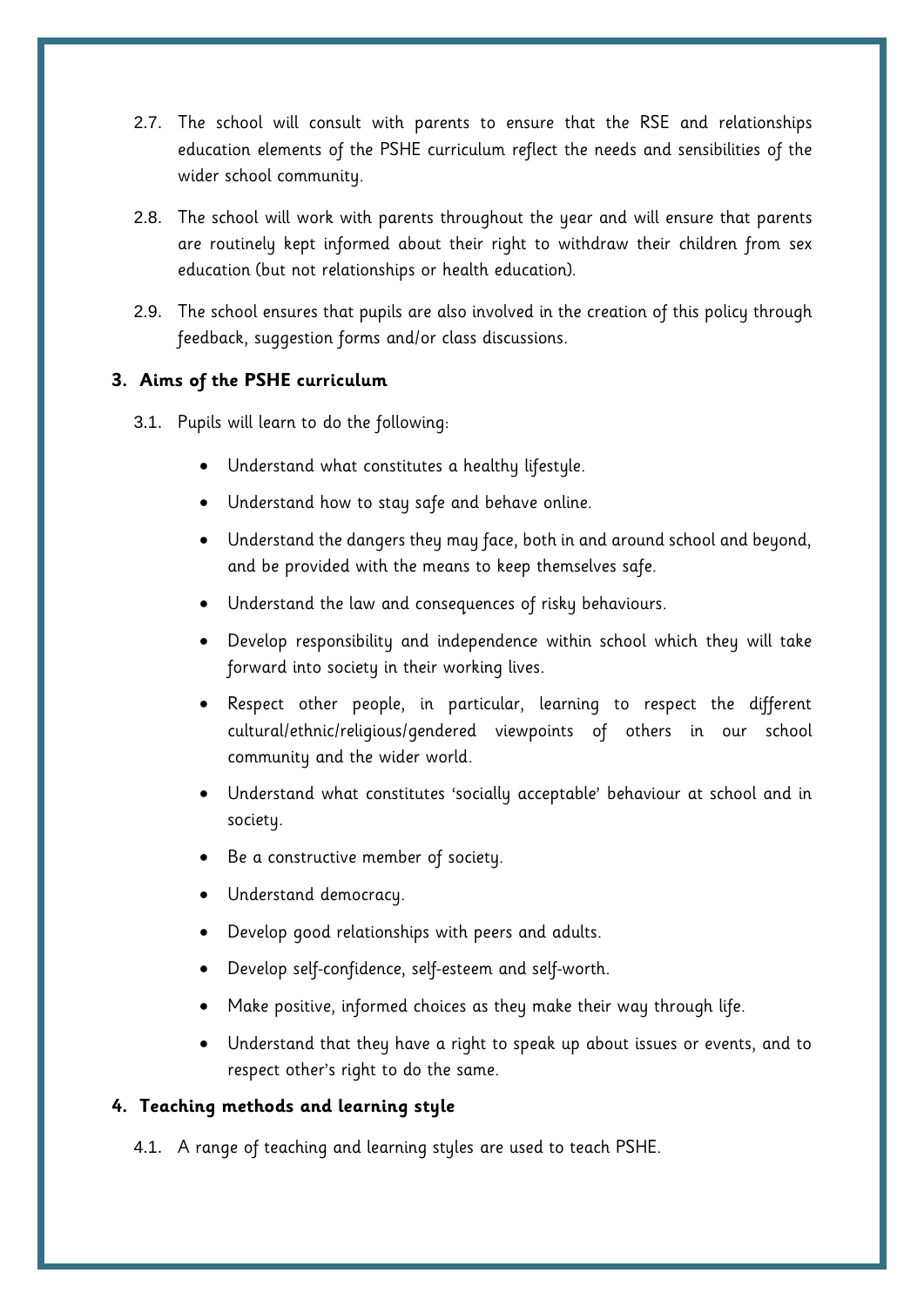2.7. The school will consult with parents to ensure that the RSE and relationships education elements of the PSHE curriculum reflect the needs and sensibilities of the wider school community.

2.8. The school will work with parents throughout the year and will ensure that parents are routinely kept informed about their right to withdraw their children from sex education (but not relationships or health education).

2.9. The school ensures that pupils are also involved in the creation of this policy through feedback, suggestion forms and/or class discussions.

## 3. Aims of the PSHE curriculum

3.1. Pupils will learn to do the following:

- Understand what constitutes a healthy lifestyle.
- Understand how to stay safe and behave online.
- Understand the dangers they may face, both in and around school and beyond, and be provided with the means to keep themselves safe.
- Understand the law and consequences of risky behaviours.
- Develop responsibility and independence within school which they will take forward into society in their working lives.
- Respect other people, in particular, learning to respect the different cultural/ethnic/religious/gendered viewpoints of others in our school community and the wider world.
- Understand what constitutes 'socially acceptable' behaviour at school and in society.
- Be a constructive member of society.
- Understand democracy.
- Develop good relationships with peers and adults.
- Develop self-confidence, self-esteem and self-worth.
- Make positive, informed choices as they make their way through life.
- Understand that they have a right to speak up about issues or events, and to respect other's right to do the same.

## 4. Teaching methods and learning style

4.1. A range of teaching and learning styles are used to teach PSHE.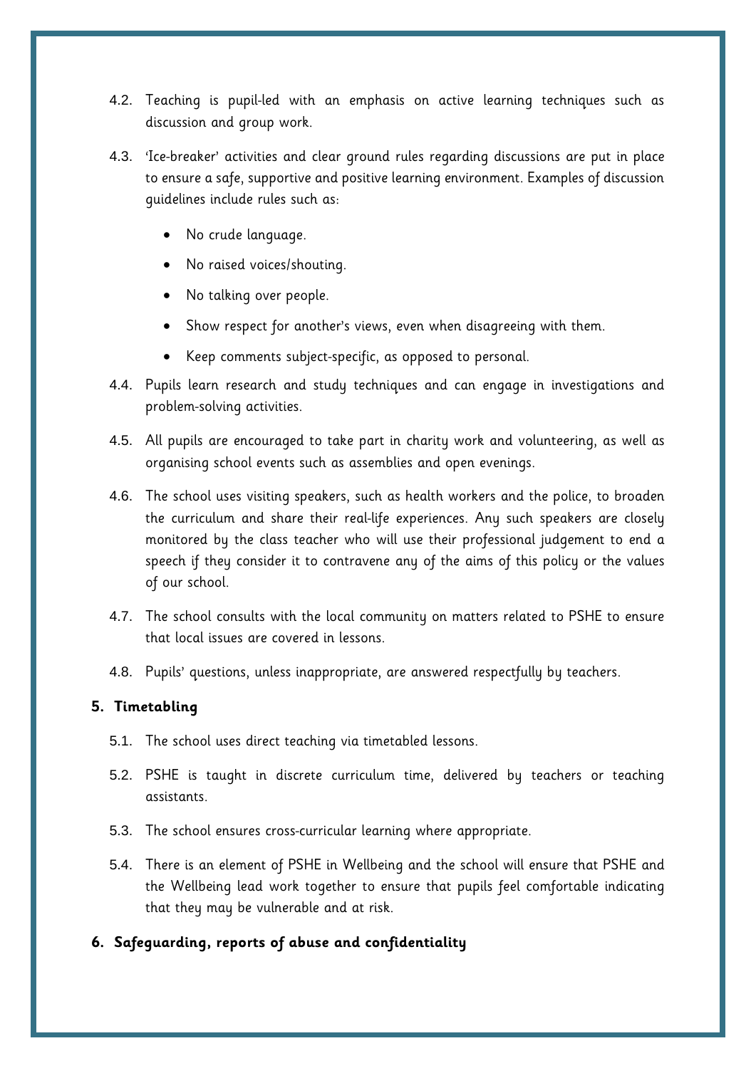4.2. Teaching is pupil-led with an emphasis on active learning techniques such as discussion and group work.

4.3. 'Ice-breaker' activities and clear ground rules regarding discussions are put in place to ensure a safe, supportive and positive learning environment. Examples of discussion guidelines include rules such as:

- No crude language.
- No raised voices/shouting.
- No talking over people.
- Show respect for another's views, even when disagreeing with them.
- Keep comments subject-specific, as opposed to personal.

4.4. Pupils learn research and study techniques and can engage in investigations and problem-solving activities.

4.5. All pupils are encouraged to take part in charity work and volunteering, as well as organising school events such as assemblies and open evenings.

4.6. The school uses visiting speakers, such as health workers and the police, to broaden the curriculum and share their real-life experiences. Any such speakers are closely monitored by the class teacher who will use their professional judgement to end a speech if they consider it to contravene any of the aims of this policy or the values of our school.

4.7. The school consults with the local community on matters related to PSHE to ensure that local issues are covered in lessons.

4.8. Pupils' questions, unless inappropriate, are answered respectfully by teachers.

## 5. Timetabling

5.1. The school uses direct teaching via timetabled lessons.

5.2. PSHE is taught in discrete curriculum time, delivered by teachers or teaching assistants.

5.3. The school ensures cross-curricular learning where appropriate.

5.4. There is an element of PSHE in Wellbeing and the school will ensure that PSHE and the Wellbeing lead work together to ensure that pupils feel comfortable indicating that they may be vulnerable and at risk.

## 6. Safeguarding, reports of abuse and confidentiality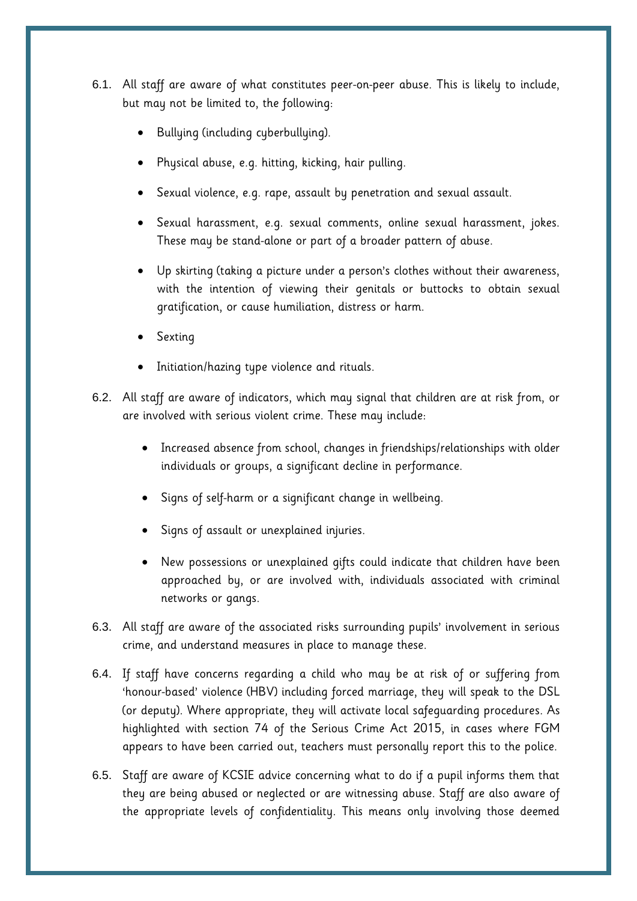6.1. All staff are aware of what constitutes peer-on-peer abuse. This is likely to include, but may not be limited to, the following:

- Bullying (including cyberbullying).
- Physical abuse, e.g. hitting, kicking, hair pulling.
- Sexual violence, e.g. rape, assault by penetration and sexual assault.
- Sexual harassment, e.g. sexual comments, online sexual harassment, jokes. These may be stand-alone or part of a broader pattern of abuse.
- Up skirting (taking a picture under a person's clothes without their awareness, with the intention of viewing their genitals or buttocks to obtain sexual gratification, or cause humiliation, distress or harm.
- Sexting
- Initiation/hazing type violence and rituals.

6.2. All staff are aware of indicators, which may signal that children are at risk from, or are involved with serious violent crime. These may include:

- Increased absence from school, changes in friendships/relationships with older individuals or groups, a significant decline in performance.
- Signs of self-harm or a significant change in wellbeing.
- Signs of assault or unexplained injuries.
- New possessions or unexplained gifts could indicate that children have been approached by, or are involved with, individuals associated with criminal networks or gangs.

6.3. All staff are aware of the associated risks surrounding pupils' involvement in serious crime, and understand measures in place to manage these.

6.4. If staff have concerns regarding a child who may be at risk of or suffering from 'honour-based' violence (HBV) including forced marriage, they will speak to the DSL (or deputy). Where appropriate, they will activate local safeguarding procedures. As highlighted with section 74 of the Serious Crime Act 2015, in cases where FGM appears to have been carried out, teachers must personally report this to the police.

6.5. Staff are aware of KCSIE advice concerning what to do if a pupil informs them that they are being abused or neglected or are witnessing abuse. Staff are also aware of the appropriate levels of confidentiality. This means only involving those deemed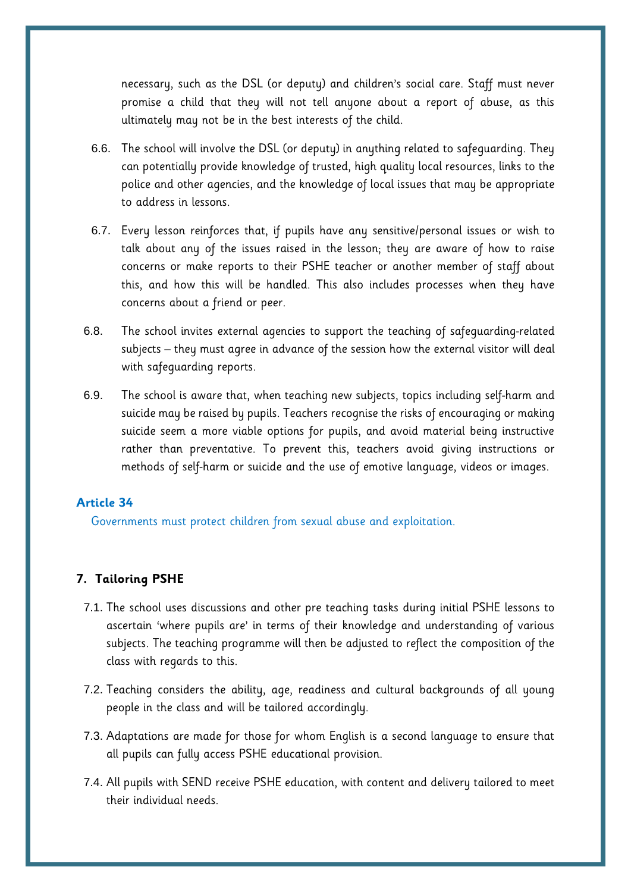necessary, such as the DSL (or deputy) and children's social care. Staff must never promise a child that they will not tell anyone about a report of abuse, as this ultimately may not be in the best interests of the child.

6.6. The school will involve the DSL (or deputy) in anything related to safeguarding. They can potentially provide knowledge of trusted, high quality local resources, links to the police and other agencies, and the knowledge of local issues that may be appropriate to address in lessons.

6.7. Every lesson reinforces that, if pupils have any sensitive/personal issues or wish to talk about any of the issues raised in the lesson; they are aware of how to raise concerns or make reports to their PSHE teacher or another member of staff about this, and how this will be handled. This also includes processes when they have concerns about a friend or peer.

6.8. The school invites external agencies to support the teaching of safeguarding-related subjects – they must agree in advance of the session how the external visitor will deal with safeguarding reports.

6.9. The school is aware that, when teaching new subjects, topics including self-harm and suicide may be raised by pupils. Teachers recognise the risks of encouraging or making suicide seem a more viable options for pupils, and avoid material being instructive rather than preventative. To prevent this, teachers avoid giving instructions or methods of self-harm or suicide and the use of emotive language, videos or images.

**Article 34**

Governments must protect children from sexual abuse and exploitation.

## 7. Tailoring PSHE

7.1. The school uses discussions and other pre teaching tasks during initial PSHE lessons to ascertain 'where pupils are' in terms of their knowledge and understanding of various subjects. The teaching programme will then be adjusted to reflect the composition of the class with regards to this.

7.2. Teaching considers the ability, age, readiness and cultural backgrounds of all young people in the class and will be tailored accordingly.

7.3. Adaptations are made for those for whom English is a second language to ensure that all pupils can fully access PSHE educational provision.

7.4. All pupils with SEND receive PSHE education, with content and delivery tailored to meet their individual needs.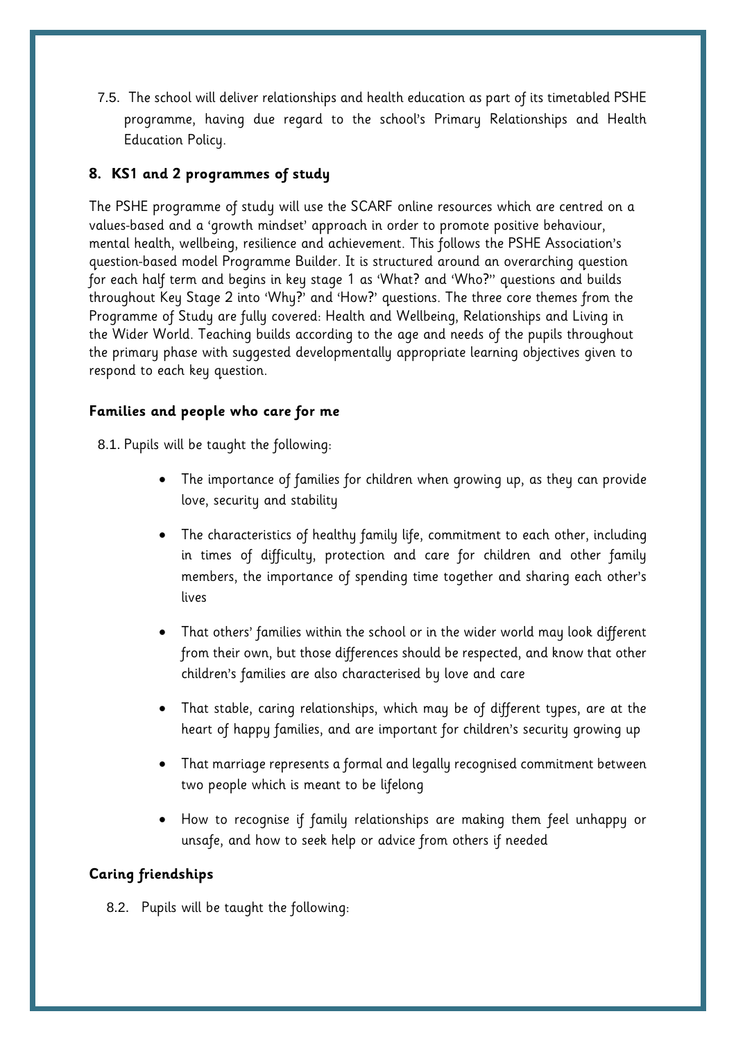7.5. The school will deliver relationships and health education as part of its timetabled PSHE programme, having due regard to the school's Primary Relationships and Health Education Policy.

## 8. KS1 and 2 programmes of study

The PSHE programme of study will use the SCARF online resources which are centred on a values-based and a 'growth mindset' approach in order to promote positive behaviour, mental health, wellbeing, resilience and achievement. This follows the PSHE Association's question-based model Programme Builder. It is structured around an overarching question for each half term and begins in key stage 1 as 'What? and 'Who?'' questions and builds throughout Key Stage 2 into 'Why?' and 'How?' questions. The three core themes from the Programme of Study are fully covered: Health and Wellbeing, Relationships and Living in the Wider World. Teaching builds according to the age and needs of the pupils throughout the primary phase with suggested developmentally appropriate learning objectives given to respond to each key question.

### Families and people who care for me

8.1. Pupils will be taught the following:

- The importance of families for children when growing up, as they can provide love, security and stability
- The characteristics of healthy family life, commitment to each other, including in times of difficulty, protection and care for children and other family members, the importance of spending time together and sharing each other's lives
- That others' families within the school or in the wider world may look different from their own, but those differences should be respected, and know that other children's families are also characterised by love and care
- That stable, caring relationships, which may be of different types, are at the heart of happy families, and are important for children's security growing up
- That marriage represents a formal and legally recognised commitment between two people which is meant to be lifelong
- How to recognise if family relationships are making them feel unhappy or unsafe, and how to seek help or advice from others if needed

### Caring friendships

8.2. Pupils will be taught the following: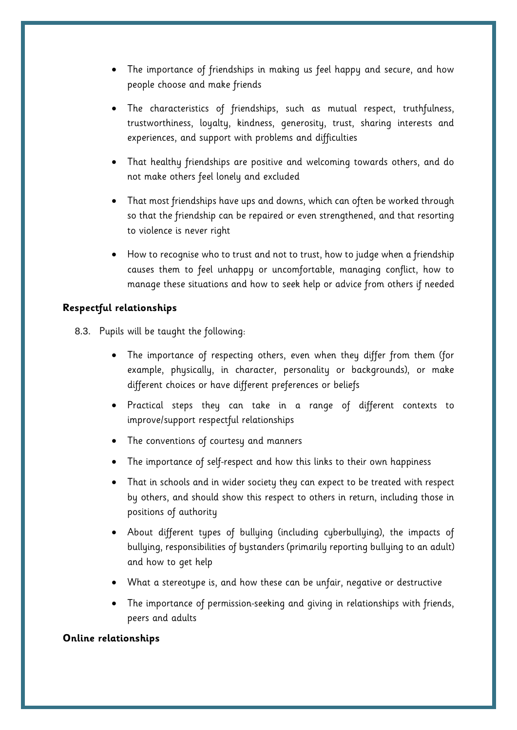- The importance of friendships in making us feel happy and secure, and how people choose and make friends
- The characteristics of friendships, such as mutual respect, truthfulness, trustworthiness, loyalty, kindness, generosity, trust, sharing interests and experiences, and support with problems and difficulties
- That healthy friendships are positive and welcoming towards others, and do not make others feel lonely and excluded
- That most friendships have ups and downs, which can often be worked through so that the friendship can be repaired or even strengthened, and that resorting to violence is never right
- How to recognise who to trust and not to trust, how to judge when a friendship causes them to feel unhappy or uncomfortable, managing conflict, how to manage these situations and how to seek help or advice from others if needed

**Respectful relationships**

8.3. Pupils will be taught the following:

- The importance of respecting others, even when they differ from them (for example, physically, in character, personality or backgrounds), or make different choices or have different preferences or beliefs
- Practical steps they can take in a range of different contexts to improve/support respectful relationships
- The conventions of courtesy and manners
- The importance of self-respect and how this links to their own happiness
- That in schools and in wider society they can expect to be treated with respect by others, and should show this respect to others in return, including those in positions of authority
- About different types of bullying (including cyberbullying), the impacts of bullying, responsibilities of bystanders (primarily reporting bullying to an adult) and how to get help
- What a stereotype is, and how these can be unfair, negative or destructive
- The importance of permission-seeking and giving in relationships with friends, peers and adults

**Online relationships**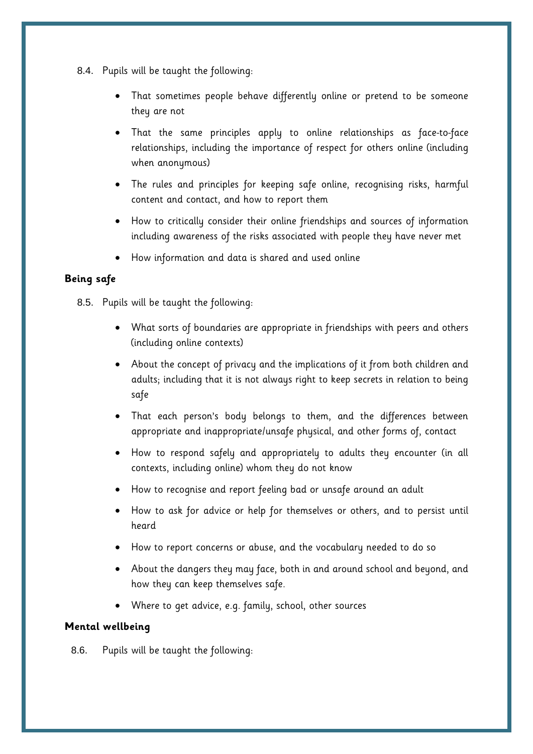8.4. Pupils will be taught the following:

- That sometimes people behave differently online or pretend to be someone they are not
- That the same principles apply to online relationships as face-to-face relationships, including the importance of respect for others online (including when anonymous)
- The rules and principles for keeping safe online, recognising risks, harmful content and contact, and how to report them
- How to critically consider their online friendships and sources of information including awareness of the risks associated with people they have never met
- How information and data is shared and used online

**Being safe**

8.5. Pupils will be taught the following:

- What sorts of boundaries are appropriate in friendships with peers and others (including online contexts)
- About the concept of privacy and the implications of it from both children and adults; including that it is not always right to keep secrets in relation to being safe
- That each person's body belongs to them, and the differences between appropriate and inappropriate/unsafe physical, and other forms of, contact
- How to respond safely and appropriately to adults they encounter (in all contexts, including online) whom they do not know
- How to recognise and report feeling bad or unsafe around an adult
- How to ask for advice or help for themselves or others, and to persist until heard
- How to report concerns or abuse, and the vocabulary needed to do so
- About the dangers they may face, both in and around school and beyond, and how they can keep themselves safe.
- Where to get advice, e.g. family, school, other sources

**Mental wellbeing**

8.6. Pupils will be taught the following: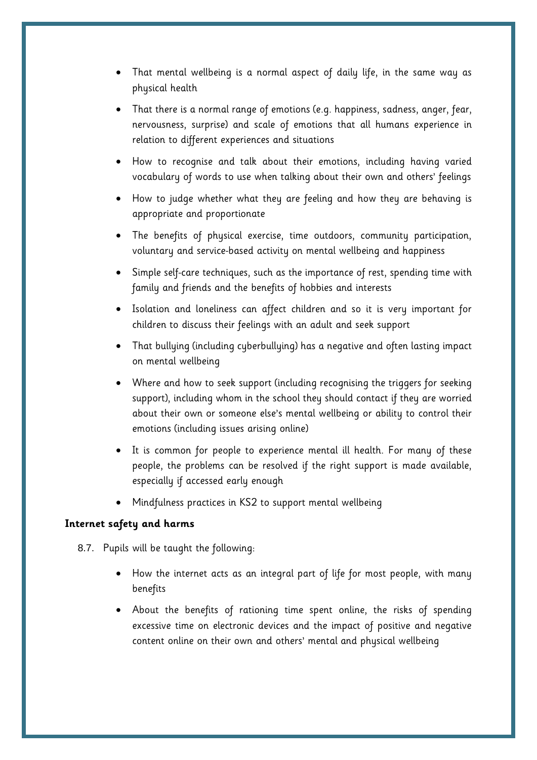- That mental wellbeing is a normal aspect of daily life, in the same way as physical health
- That there is a normal range of emotions (e.g. happiness, sadness, anger, fear, nervousness, surprise) and scale of emotions that all humans experience in relation to different experiences and situations
- How to recognise and talk about their emotions, including having varied vocabulary of words to use when talking about their own and others' feelings
- How to judge whether what they are feeling and how they are behaving is appropriate and proportionate
- The benefits of physical exercise, time outdoors, community participation, voluntary and service-based activity on mental wellbeing and happiness
- Simple self-care techniques, such as the importance of rest, spending time with family and friends and the benefits of hobbies and interests
- Isolation and loneliness can affect children and so it is very important for children to discuss their feelings with an adult and seek support
- That bullying (including cyberbullying) has a negative and often lasting impact on mental wellbeing
- Where and how to seek support (including recognising the triggers for seeking support), including whom in the school they should contact if they are worried about their own or someone else's mental wellbeing or ability to control their emotions (including issues arising online)
- It is common for people to experience mental ill health. For many of these people, the problems can be resolved if the right support is made available, especially if accessed early enough
- Mindfulness practices in KS2 to support mental wellbeing

**Internet safety and harms**

8.7. Pupils will be taught the following:

- How the internet acts as an integral part of life for most people, with many benefits
- About the benefits of rationing time spent online, the risks of spending excessive time on electronic devices and the impact of positive and negative content online on their own and others' mental and physical wellbeing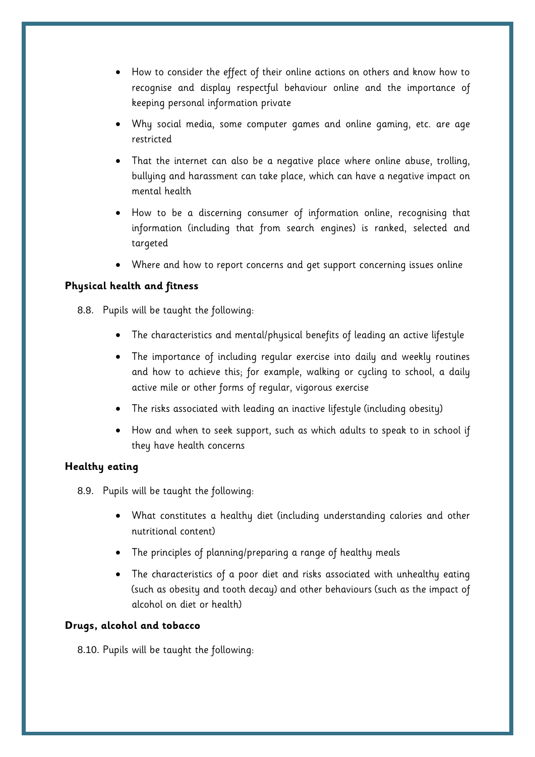- How to consider the effect of their online actions on others and know how to recognise and display respectful behaviour online and the importance of keeping personal information private
- Why social media, some computer games and online gaming, etc. are age restricted
- That the internet can also be a negative place where online abuse, trolling, bullying and harassment can take place, which can have a negative impact on mental health
- How to be a discerning consumer of information online, recognising that information (including that from search engines) is ranked, selected and targeted
- Where and how to report concerns and get support concerning issues online

**Physical health and fitness**

8.8. Pupils will be taught the following:

- The characteristics and mental/physical benefits of leading an active lifestyle
- The importance of including regular exercise into daily and weekly routines and how to achieve this; for example, walking or cycling to school, a daily active mile or other forms of regular, vigorous exercise
- The risks associated with leading an inactive lifestyle (including obesity)
- How and when to seek support, such as which adults to speak to in school if they have health concerns

**Healthy eating**

8.9. Pupils will be taught the following:

- What constitutes a healthy diet (including understanding calories and other nutritional content)
- The principles of planning/preparing a range of healthy meals
- The characteristics of a poor diet and risks associated with unhealthy eating (such as obesity and tooth decay) and other behaviours (such as the impact of alcohol on diet or health)

**Drugs, alcohol and tobacco**

8.10. Pupils will be taught the following: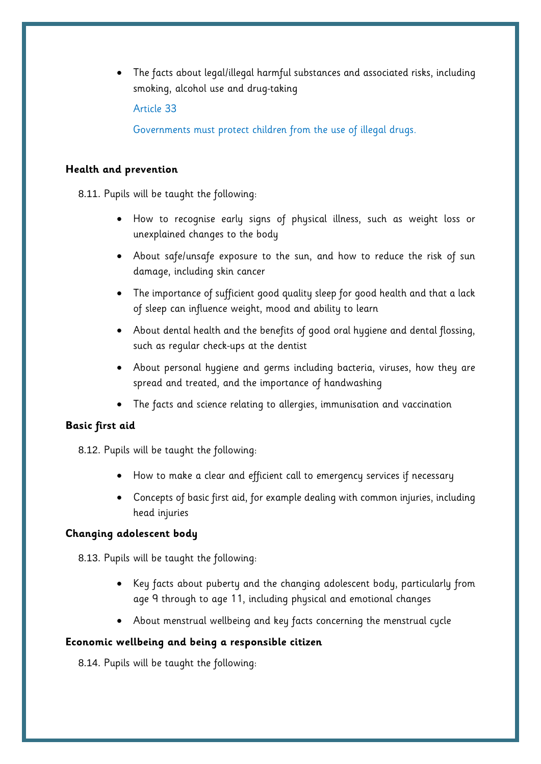- The facts about legal/illegal harmful substances and associated risks, including smoking, alcohol use and drug-taking

  Article 33

  Governments must protect children from the use of illegal drugs.

**Health and prevention**

8.11. Pupils will be taught the following:

- How to recognise early signs of physical illness, such as weight loss or unexplained changes to the body
- About safe/unsafe exposure to the sun, and how to reduce the risk of sun damage, including skin cancer
- The importance of sufficient good quality sleep for good health and that a lack of sleep can influence weight, mood and ability to learn
- About dental health and the benefits of good oral hygiene and dental flossing, such as regular check-ups at the dentist
- About personal hygiene and germs including bacteria, viruses, how they are spread and treated, and the importance of handwashing
- The facts and science relating to allergies, immunisation and vaccination

**Basic first aid**

8.12. Pupils will be taught the following:

- How to make a clear and efficient call to emergency services if necessary
- Concepts of basic first aid, for example dealing with common injuries, including head injuries

**Changing adolescent body**

8.13. Pupils will be taught the following:

- Key facts about puberty and the changing adolescent body, particularly from age 9 through to age 11, including physical and emotional changes
- About menstrual wellbeing and key facts concerning the menstrual cycle

**Economic wellbeing and being a responsible citizen**

8.14. Pupils will be taught the following: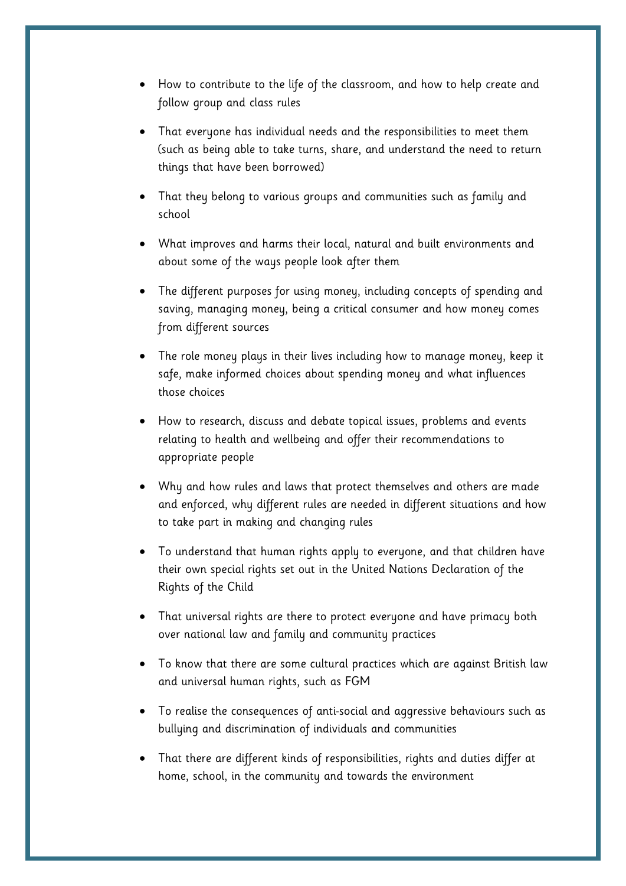- How to contribute to the life of the classroom, and how to help create and follow group and class rules
- That everyone has individual needs and the responsibilities to meet them (such as being able to take turns, share, and understand the need to return things that have been borrowed)
- That they belong to various groups and communities such as family and school
- What improves and harms their local, natural and built environments and about some of the ways people look after them
- The different purposes for using money, including concepts of spending and saving, managing money, being a critical consumer and how money comes from different sources
- The role money plays in their lives including how to manage money, keep it safe, make informed choices about spending money and what influences those choices
- How to research, discuss and debate topical issues, problems and events relating to health and wellbeing and offer their recommendations to appropriate people
- Why and how rules and laws that protect themselves and others are made and enforced, why different rules are needed in different situations and how to take part in making and changing rules
- To understand that human rights apply to everyone, and that children have their own special rights set out in the United Nations Declaration of the Rights of the Child
- That universal rights are there to protect everyone and have primacy both over national law and family and community practices
- To know that there are some cultural practices which are against British law and universal human rights, such as FGM
- To realise the consequences of anti-social and aggressive behaviours such as bullying and discrimination of individuals and communities
- That there are different kinds of responsibilities, rights and duties differ at home, school, in the community and towards the environment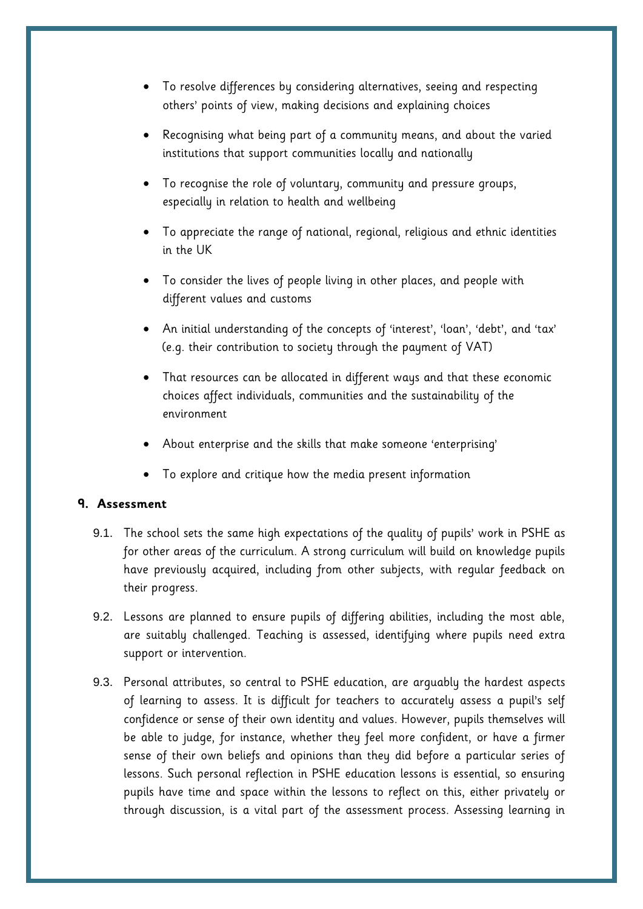- To resolve differences by considering alternatives, seeing and respecting others' points of view, making decisions and explaining choices
- Recognising what being part of a community means, and about the varied institutions that support communities locally and nationally
- To recognise the role of voluntary, community and pressure groups, especially in relation to health and wellbeing
- To appreciate the range of national, regional, religious and ethnic identities in the UK
- To consider the lives of people living in other places, and people with different values and customs
- An initial understanding of the concepts of 'interest', 'loan', 'debt', and 'tax' (e.g. their contribution to society through the payment of VAT)
- That resources can be allocated in different ways and that these economic choices affect individuals, communities and the sustainability of the environment
- About enterprise and the skills that make someone 'enterprising'
- To explore and critique how the media present information

## 9. Assessment

9.1. The school sets the same high expectations of the quality of pupils' work in PSHE as for other areas of the curriculum. A strong curriculum will build on knowledge pupils have previously acquired, including from other subjects, with regular feedback on their progress.

9.2. Lessons are planned to ensure pupils of differing abilities, including the most able, are suitably challenged. Teaching is assessed, identifying where pupils need extra support or intervention.

9.3. Personal attributes, so central to PSHE education, are arguably the hardest aspects of learning to assess. It is difficult for teachers to accurately assess a pupil's self confidence or sense of their own identity and values. However, pupils themselves will be able to judge, for instance, whether they feel more confident, or have a firmer sense of their own beliefs and opinions than they did before a particular series of lessons. Such personal reflection in PSHE education lessons is essential, so ensuring pupils have time and space within the lessons to reflect on this, either privately or through discussion, is a vital part of the assessment process. Assessing learning in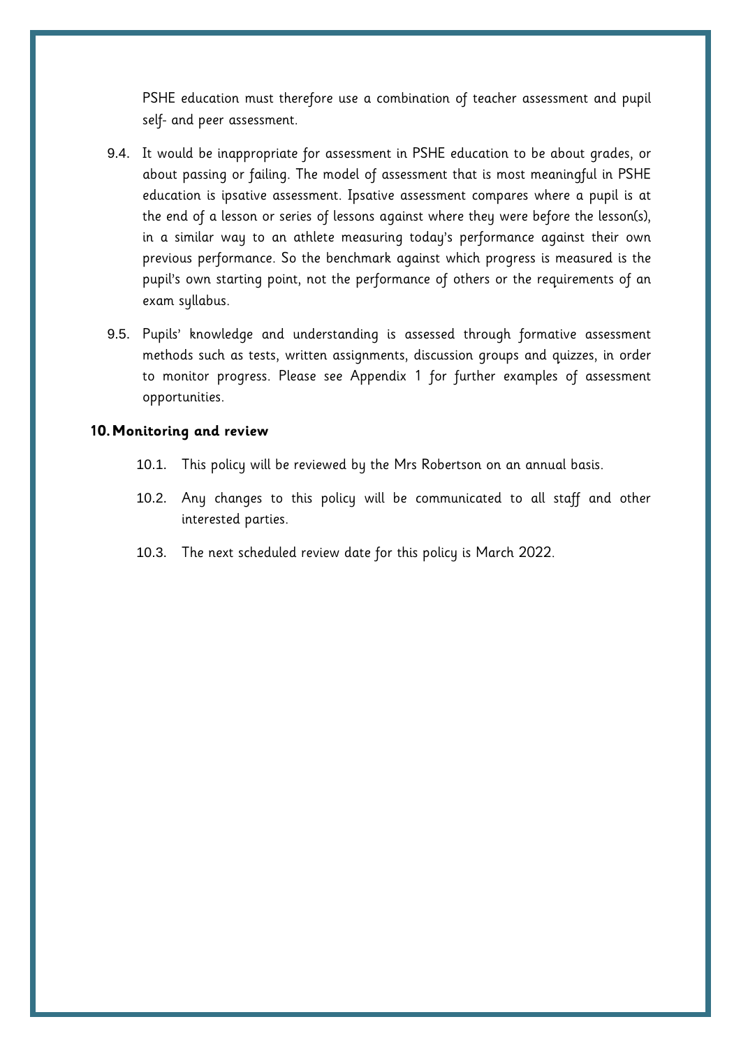PSHE education must therefore use a combination of teacher assessment and pupil self- and peer assessment.

9.4. It would be inappropriate for assessment in PSHE education to be about grades, or about passing or failing. The model of assessment that is most meaningful in PSHE education is ipsative assessment. Ipsative assessment compares where a pupil is at the end of a lesson or series of lessons against where they were before the lesson(s), in a similar way to an athlete measuring today's performance against their own previous performance. So the benchmark against which progress is measured is the pupil's own starting point, not the performance of others or the requirements of an exam syllabus.

9.5. Pupils' knowledge and understanding is assessed through formative assessment methods such as tests, written assignments, discussion groups and quizzes, in order to monitor progress. Please see Appendix 1 for further examples of assessment opportunities.

## 10. Monitoring and review

10.1. This policy will be reviewed by the Mrs Robertson on an annual basis.

10.2. Any changes to this policy will be communicated to all staff and other interested parties.

10.3. The next scheduled review date for this policy is March 2022.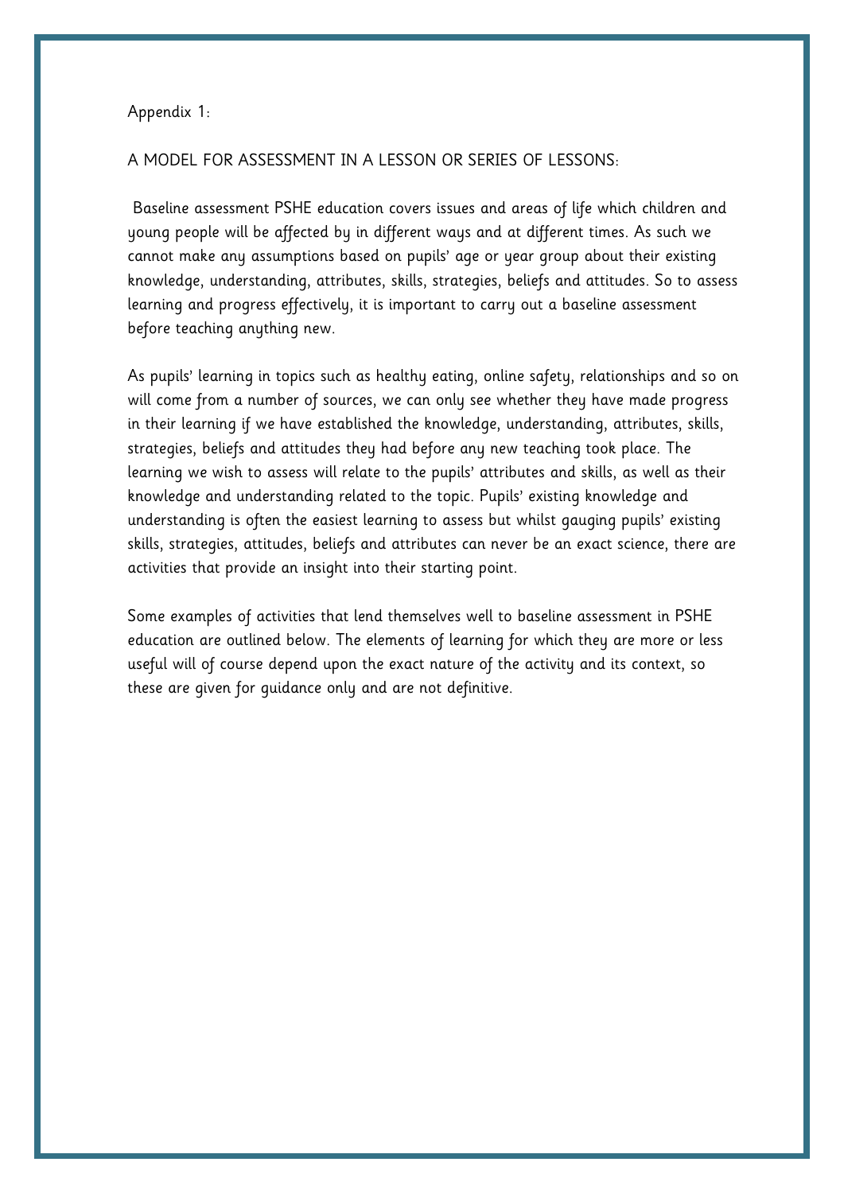Appendix 1:

A MODEL FOR ASSESSMENT IN A LESSON OR SERIES OF LESSONS:

Baseline assessment PSHE education covers issues and areas of life which children and young people will be affected by in different ways and at different times. As such we cannot make any assumptions based on pupils' age or year group about their existing knowledge, understanding, attributes, skills, strategies, beliefs and attitudes. So to assess learning and progress effectively, it is important to carry out a baseline assessment before teaching anything new.

As pupils' learning in topics such as healthy eating, online safety, relationships and so on will come from a number of sources, we can only see whether they have made progress in their learning if we have established the knowledge, understanding, attributes, skills, strategies, beliefs and attitudes they had before any new teaching took place. The learning we wish to assess will relate to the pupils' attributes and skills, as well as their knowledge and understanding related to the topic. Pupils' existing knowledge and understanding is often the easiest learning to assess but whilst gauging pupils' existing skills, strategies, attitudes, beliefs and attributes can never be an exact science, there are activities that provide an insight into their starting point.

Some examples of activities that lend themselves well to baseline assessment in PSHE education are outlined below. The elements of learning for which they are more or less useful will of course depend upon the exact nature of the activity and its context, so these are given for guidance only and are not definitive.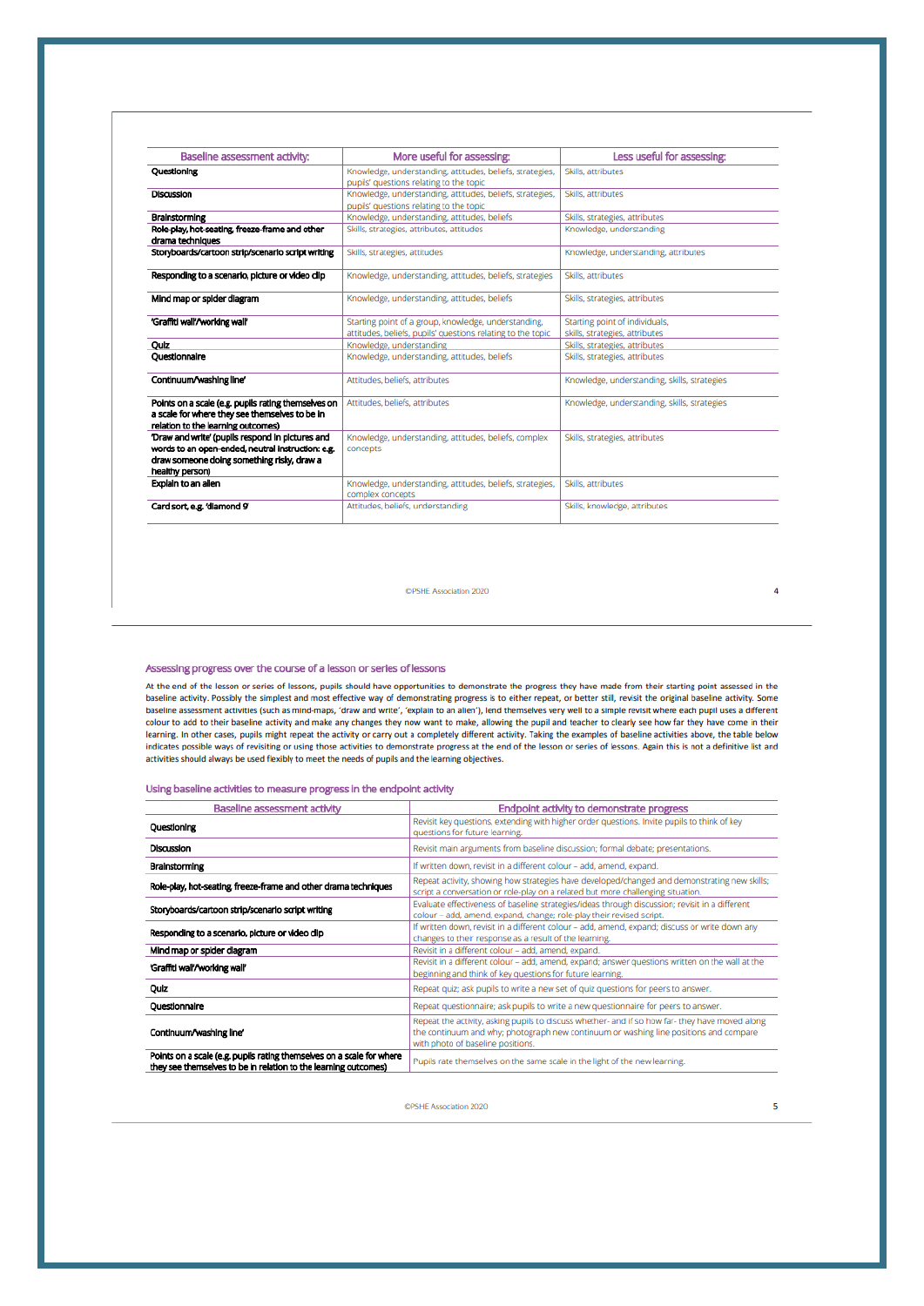| Baseline assessment activity: | More useful for assessing: | Less useful for assessing: |
|---|---|---|
| **Questioning** | Knowledge, understanding, attitudes, beliefs, strategies, pupils' questions relating to the topic | Skills, attributes |
| **Discussion** | Knowledge, understanding, attitudes, beliefs, strategies, pupils' questions relating to the topic | Skills, attributes |
| **Brainstorming** | Knowledge, understanding, attitudes, beliefs | Skills, strategies, attributes |
| **Role-play, hot-seating, freeze-frame and other drama techniques** | Skills, strategies, attributes, attitudes | Knowledge, understanding |
| **Storyboards/cartoon strip/scenario script writing** | Skills, strategies, attitudes | Knowledge, understanding, attributes |
| **Responding to a scenario, picture or video clip** | Knowledge, understanding, attitudes, beliefs, strategies | Skills, attributes |
| **Mind map or spider diagram** | Knowledge, understanding, attitudes, beliefs | Skills, strategies, attributes |
| **'Graffiti wall'/working wall'** | Starting point of a group, knowledge, understanding, attitudes, beliefs, pupils' questions relating to the topic | Starting point of individuals, skills, strategies, attributes |
| **Quiz** | Knowledge, understanding | Skills, strategies, attributes |
| **Questionnaire** | Knowledge, understanding, attitudes, beliefs | Skills, strategies, attributes |
| **Continuum/washing line'** | Attitudes, beliefs, attributes | Knowledge, understanding, skills, strategies |
| **Points on a scale (e.g. pupils rating themselves on a scale for where they see themselves to be in relation to the learning outcomes)** | Attitudes, beliefs, attributes | Knowledge, understanding, skills, strategies |
| **'Draw and write' (pupils respond in pictures and words to an open-ended, neutral instruction: e.g. draw someone doing something risky, draw a healthy person)** | Knowledge, understanding, attitudes, beliefs, complex concepts | Skills, strategies, attributes |
| **Explain to an alien** | Knowledge, understanding, attitudes, beliefs, strategies, complex concepts | Skills, attributes |
| **Card sort, e.g. 'diamond 9'** | Attitudes, beliefs, understanding | Skills, knowledge, attributes |

## Assessing progress over the course of a lesson or series of lessons

At the end of the lesson or series of lessons, pupils should have opportunities to demonstrate the progress they have made from their starting point assessed in the baseline activity. Possibly the simplest and most effective way of demonstrating progress is to either repeat, or better still, revisit the original baseline activity. Some baseline assessment activities (such as mind-maps, 'draw and write', 'explain to an alien'), lend themselves very well to a simple revisit where each pupil uses a different colour to add to their baseline activity and make any changes they now want to make, allowing the pupil and teacher to clearly see how far they have come in their learning. In other cases, pupils might repeat the activity or carry out a completely different activity. Taking the examples of baseline activities above, the table below indicates possible ways of revisiting or using those activities to demonstrate progress at the end of the lesson or series of lessons. Again this is not a definitive list and activities should always be used flexibly to meet the needs of pupils and the learning objectives.

### Using baseline activities to measure progress in the endpoint activity

| Baseline assessment activity | Endpoint activity to demonstrate progress |
|---|---|
| **Questioning** | Revisit key questions, extending with higher order questions. Invite pupils to think of key questions for future learning. |
| **Discussion** | Revisit main arguments from baseline discussion; formal debate; presentations. |
| **Brainstorming** | If written down, revisit in a different colour – add, amend, expand. |
| **Role-play, hot-seating, freeze-frame and other drama techniques** | Repeat activity, showing how strategies have developed/changed and demonstrating new skills; script a conversation or role-play on a related but more challenging situation. |
| **Storyboards/cartoon strip/scenario script writing** | Evaluate effectiveness of baseline strategies/ideas through discussion; revisit in a different colour – add, amend, expand, change; role-play their revised script. |
| **Responding to a scenario, picture or video clip** | If written down, revisit in a different colour – add, amend, expand; discuss or write down any changes to their response as a result of the learning. |
| **Mind map or spider diagram** | Revisit in a different colour – add, amend, expand. |
| **'Graffiti wall'/working wall'** | Revisit in a different colour – add, amend, expand; answer questions written on the wall at the beginning and think of key questions for future learning. |
| **Quiz** | Repeat quiz; ask pupils to write a new set of quiz questions for peers to answer. |
| **Questionnaire** | Repeat questionnaire; ask pupils to write a new questionnaire for peers to answer. |
| **Continuum/washing line'** | Repeat the activity, asking pupils to discuss whether- and if so how far- they have moved along the continuum and why; photograph new continuum or washing line positions and compare with photo of baseline positions. |
| **Points on a scale (e.g. pupils rating themselves on a scale for where they see themselves to be in relation to the learning outcomes)** | Pupils rate themselves on the same scale in the light of the new learning. |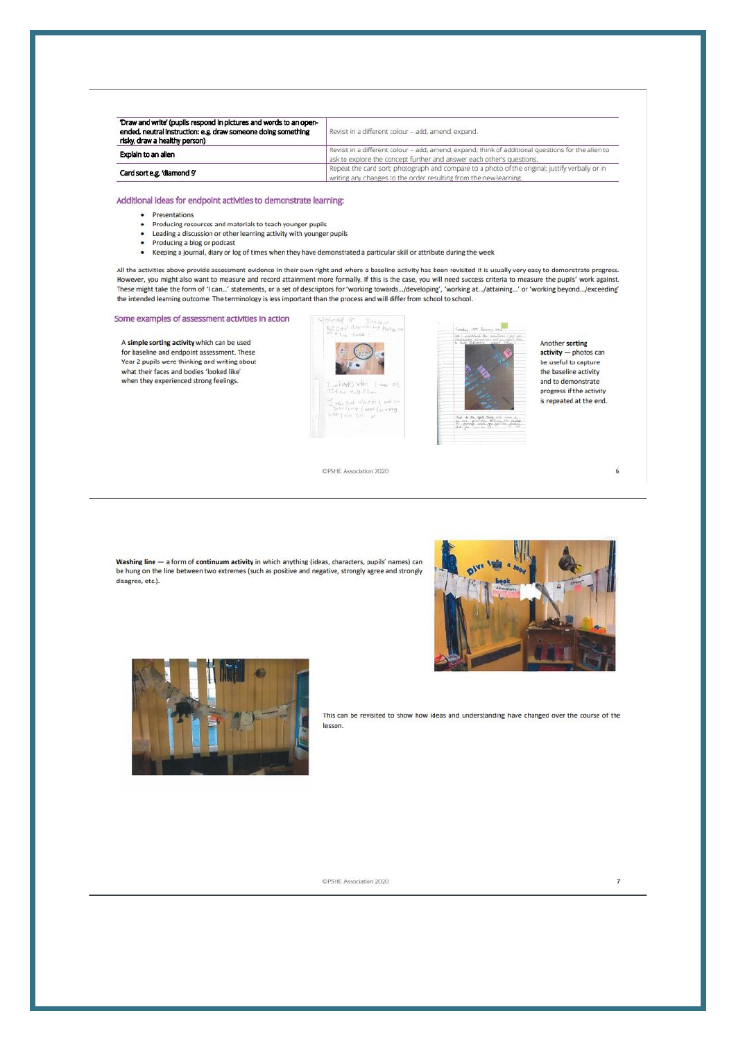| 'Draw and write' (pupils respond in pictures and words to an open-ended, neutral instruction: e.g. draw someone doing something risky, draw a healthy person) | Revisit in a different colour – add, amend, expand. |
|---|---|
| Explain to an alien | Revisit in a different colour – add, amend, expand; think of additional questions for the alien to ask to explore the concept further and answer each other's questions. |
| Card sort e.g. 'diamond 9' | Repeat the card sort; photograph and compare to a photo of the original; justify verbally or in writing any changes to the order resulting from the new learning. |

## Additional ideas for endpoint activities to demonstrate learning:

- Presentations
- Producing resources and materials to teach younger pupils
- Leading a discussion or other learning activity with younger pupils
- Producing a blog or podcast
- Keeping a journal, diary or log of times when they have demonstrated a particular skill or attribute during the week

All the activities above provide assessment evidence in their own right and where a baseline activity has been revisited it is usually very easy to demonstrate progress. However, you might also want to measure and record attainment more formally. If this is the case, you will need success criteria to measure the pupils' work against. These might take the form of 'I can...' statements, or a set of descriptors for 'working towards.../developing', 'working at.../attaining...' or 'working beyond.../exceeding' the intended learning outcome. The terminology is less important than the process and will differ from school to school.

## Some examples of assessment activities in action

A **simple sorting activity** which can be used for baseline and endpoint assessment. These Year 2 pupils were thinking and writing about what their faces and bodies 'looked like' when they experienced strong feelings.

Another **sorting activity** — photos can be useful to capture the baseline activity and to demonstrate progress if the activity is repeated at the end.

©PSHE Association 2020

**Washing line** — a form of **continuum activity** in which anything (ideas, characters, pupils' names) can be hung on the line between two extremes (such as positive and negative, strongly agree and strongly disagree, etc.).

This can be revisited to show how ideas and understanding have changed over the course of the lesson.

©PSHE Association 2020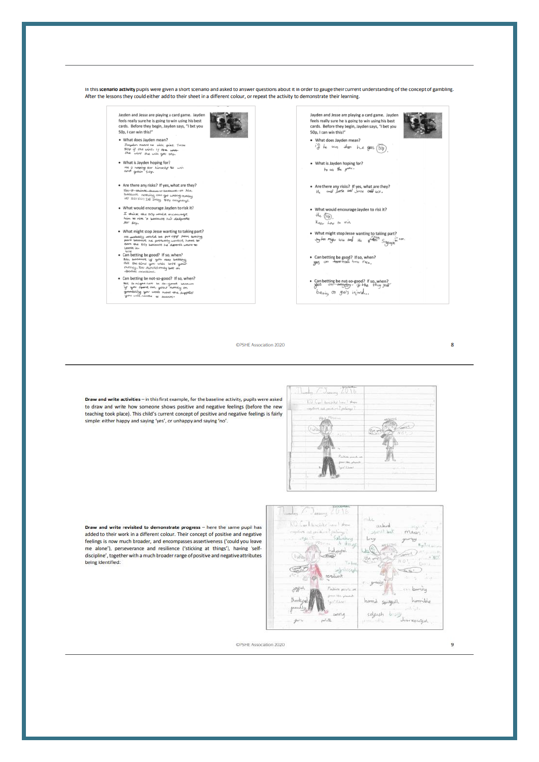In this **scenario activity** pupils were given a short scenario and asked to answer questions about it in order to gauge their current understanding of the concept of gambling. After the lessons they could either add to their sheet in a different colour, or repeat the activity to demonstrate their learning.

**Draw and write activities** – in this first example, for the baseline activity, pupils were asked to draw and write how someone shows positive and negative feelings (before the new teaching took place). This child's current concept of positive and negative feelings is fairly simple: either happy and saying 'yes', or unhappy and saying 'no'.

**Draw and write revisited to demonstrate progress** – here the same pupil has added to their work in a different colour. Their concept of positive and negative feelings is now much broader, and encompasses assertiveness ('could you leave me alone'), perseverance and resilience ('sticking at things'), having 'self-discipline', together with a much broader range of positive and negative attributes being identified.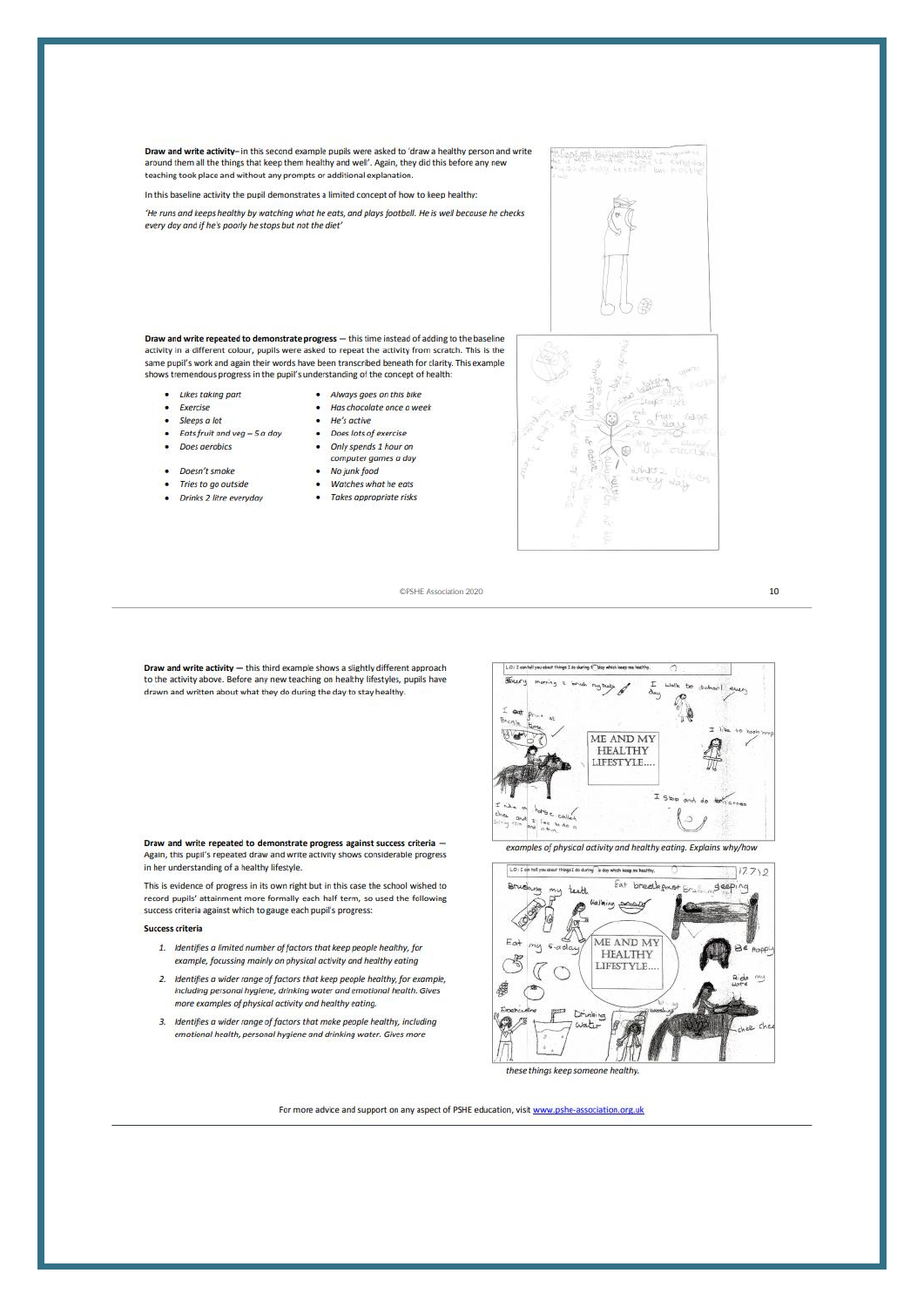**Draw and write activity**– in this second example pupils were asked to 'draw a healthy person and write around them all the things that keep them healthy and well'. Again, they did this before any new teaching took place and without any prompts or additional explanation.

In this baseline activity the pupil demonstrates a limited concept of how to keep healthy:

*'He runs and keeps healthy by watching what he eats, and plays football. He is well because he checks every day and if he's poorly he stops but not the diet'*

**Draw and write repeated to demonstrate progress** — this time instead of adding to the baseline activity in a different colour, pupils were asked to repeat the activity from scratch. This is the same pupil's work and again their words have been transcribed beneath for clarity. This example shows tremendous progress in the pupil's understanding of the concept of health:

- *Likes taking part*
- *Exercise*
- *Sleeps a lot*
- *Eats fruit and veg – 5 a day*
- *Does aerobics*
- *Doesn't smoke*
- *Tries to go outside*
- *Drinks 2 litre everyday*
- *Always goes on this bike*
- *Has chocolate once a week*
- *He's active*
- *Does lots of exercise*
- *Only spends 1 hour on computer games a day*
- *No junk food*
- *Watches what he eats*
- *Takes appropriate risks*

**Draw and write activity** — this third example shows a slightly different approach to the activity above. Before any new teaching on healthy lifestyles, pupils have drawn and written about what they do during the day to stay healthy.

**Draw and write repeated to demonstrate progress against success criteria** — Again, this pupil's repeated draw and write activity shows considerable progress in her understanding of a healthy lifestyle.

This is evidence of progress in its own right but in this case the school wished to record pupils' attainment more formally each half term, so used the following success criteria against which to gauge each pupil's progress:

**Success criteria**

1. *Identifies a limited number of factors that keep people healthy, for example, focussing mainly on physical activity and healthy eating*
2. *Identifies a wider range of factors that keep people healthy, for example, including personal hygiene, drinking water and emotional health. Gives more examples of physical activity and healthy eating.*
3. *Identifies a wider range of factors that make people healthy, including emotional health, personal hygiene and drinking water. Gives more examples of physical activity and healthy eating. Explains why/how these things keep someone healthy.*

For more advice and support on any aspect of PSHE education, visit www.pshe-association.org.uk